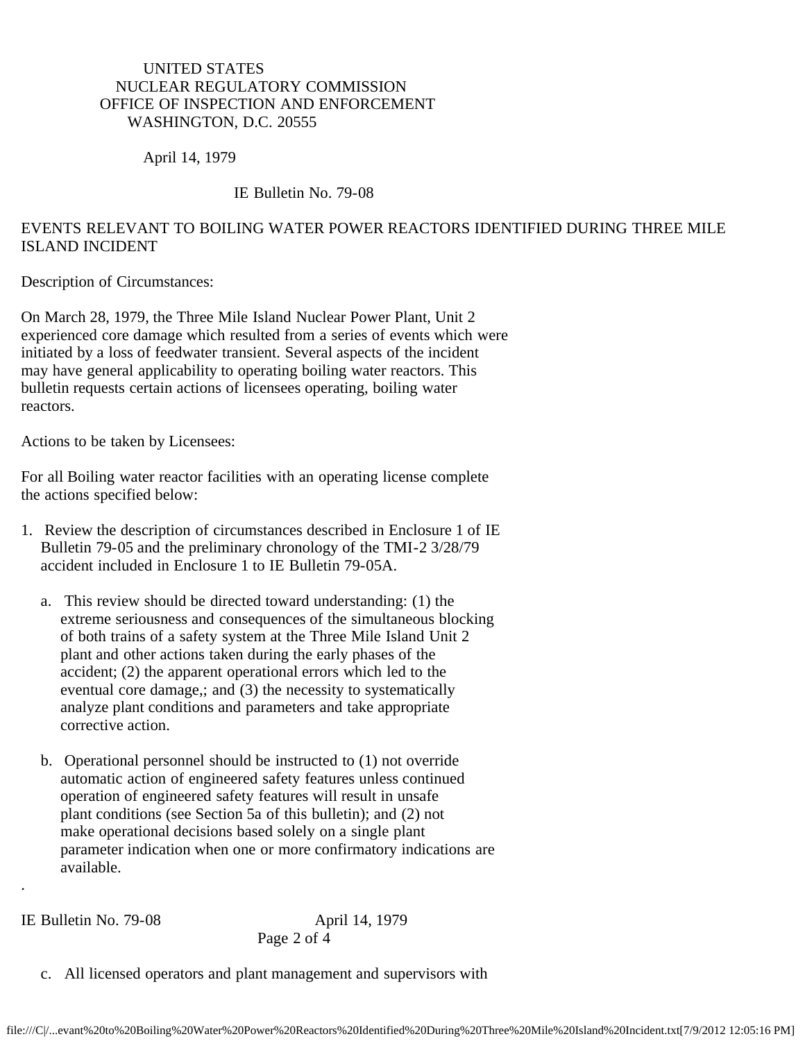UNITED STATES
NUCLEAR REGULATORY COMMISSION
OFFICE OF INSPECTION AND ENFORCEMENT
WASHINGTON, D.C. 20555

April 14, 1979

IE Bulletin No. 79-08

# EVENTS RELEVANT TO BOILING WATER POWER REACTORS IDENTIFIED DURING THREE MILE ISLAND INCIDENT

Description of Circumstances:

On March 28, 1979, the Three Mile Island Nuclear Power Plant, Unit 2 experienced core damage which resulted from a series of events which were initiated by a loss of feedwater transient. Several aspects of the incident may have general applicability to operating boiling water reactors. This bulletin requests certain actions of licensees operating, boiling water reactors.

Actions to be taken by Licensees:

For all Boiling water reactor facilities with an operating license complete the actions specified below:

1. Review the description of circumstances described in Enclosure 1 of IE Bulletin 79-05 and the preliminary chronology of the TMI-2 3/28/79 accident included in Enclosure 1 to IE Bulletin 79-05A.

   a. This review should be directed toward understanding: (1) the extreme seriousness and consequences of the simultaneous blocking of both trains of a safety system at the Three Mile Island Unit 2 plant and other actions taken during the early phases of the accident; (2) the apparent operational errors which led to the eventual core damage,; and (3) the necessity to systematically analyze plant conditions and parameters and take appropriate corrective action.

   b. Operational personnel should be instructed to (1) not override automatic action of engineered safety features unless continued operation of engineered safety features will result in unsafe plant conditions (see Section 5a of this bulletin); and (2) not make operational decisions based solely on a single plant parameter indication when one or more confirmatory indications are available.

   c. All licensed operators and plant management and supervisors with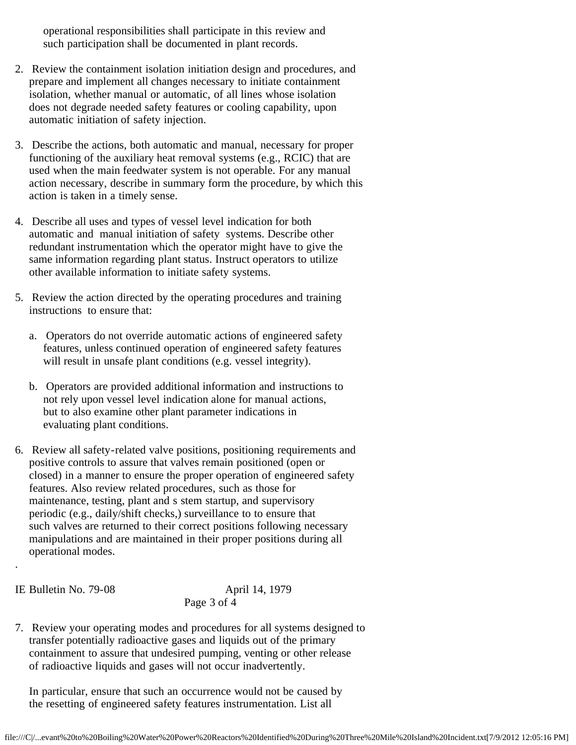operational responsibilities shall participate in this review and such participation shall be documented in plant records.

2. Review the containment isolation initiation design and procedures, and prepare and implement all changes necessary to initiate containment isolation, whether manual or automatic, of all lines whose isolation does not degrade needed safety features or cooling capability, upon automatic initiation of safety injection.

3. Describe the actions, both automatic and manual, necessary for proper functioning of the auxiliary heat removal systems (e.g., RCIC) that are used when the main feedwater system is not operable. For any manual action necessary, describe in summary form the procedure, by which this action is taken in a timely sense.

4. Describe all uses and types of vessel level indication for both automatic and manual initiation of safety systems. Describe other redundant instrumentation which the operator might have to give the same information regarding plant status. Instruct operators to utilize other available information to initiate safety systems.

5. Review the action directed by the operating procedures and training instructions to ensure that:

   a. Operators do not override automatic actions of engineered safety features, unless continued operation of engineered safety features will result in unsafe plant conditions (e.g. vessel integrity).

   b. Operators are provided additional information and instructions to not rely upon vessel level indication alone for manual actions, but to also examine other plant parameter indications in evaluating plant conditions.

6. Review all safety-related valve positions, positioning requirements and positive controls to assure that valves remain positioned (open or closed) in a manner to ensure the proper operation of engineered safety features. Also review related procedures, such as those for maintenance, testing, plant and s stem startup, and supervisory periodic (e.g., daily/shift checks,) surveillance to to ensure that such valves are returned to their correct positions following necessary manipulations and are maintained in their proper positions during all operational modes.

7. Review your operating modes and procedures for all systems designed to transfer potentially radioactive gases and liquids out of the primary containment to assure that undesired pumping, venting or other release of radioactive liquids and gases will not occur inadvertently.

   In particular, ensure that such an occurrence would not be caused by the resetting of engineered safety features instrumentation. List all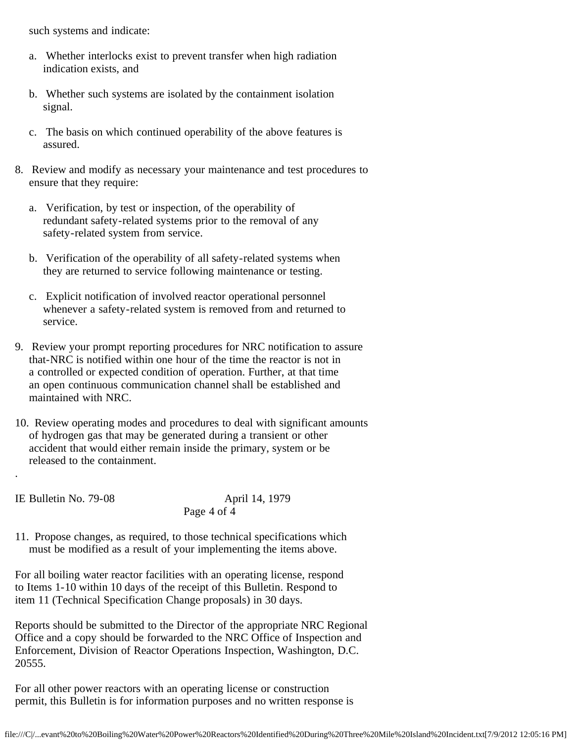such systems and indicate:

a. Whether interlocks exist to prevent transfer when high radiation indication exists, and

b. Whether such systems are isolated by the containment isolation signal.

c. The basis on which continued operability of the above features is assured.

8. Review and modify as necessary your maintenance and test procedures to ensure that they require:

   a. Verification, by test or inspection, of the operability of redundant safety-related systems prior to the removal of any safety-related system from service.

   b. Verification of the operability of all safety-related systems when they are returned to service following maintenance or testing.

   c. Explicit notification of involved reactor operational personnel whenever a safety-related system is removed from and returned to service.

9. Review your prompt reporting procedures for NRC notification to assure that-NRC is notified within one hour of the time the reactor is not in a controlled or expected condition of operation. Further, at that time an open continuous communication channel shall be established and maintained with NRC.

10. Review operating modes and procedures to deal with significant amounts of hydrogen gas that may be generated during a transient or other accident that would either remain inside the primary, system or be released to the containment.

11. Propose changes, as required, to those technical specifications which must be modified as a result of your implementing the items above.

For all boiling water reactor facilities with an operating license, respond to Items 1-10 within 10 days of the receipt of this Bulletin. Respond to item 11 (Technical Specification Change proposals) in 30 days.

Reports should be submitted to the Director of the appropriate NRC Regional Office and a copy should be forwarded to the NRC Office of Inspection and Enforcement, Division of Reactor Operations Inspection, Washington, D.C. 20555.

For all other power reactors with an operating license or construction permit, this Bulletin is for information purposes and no written response is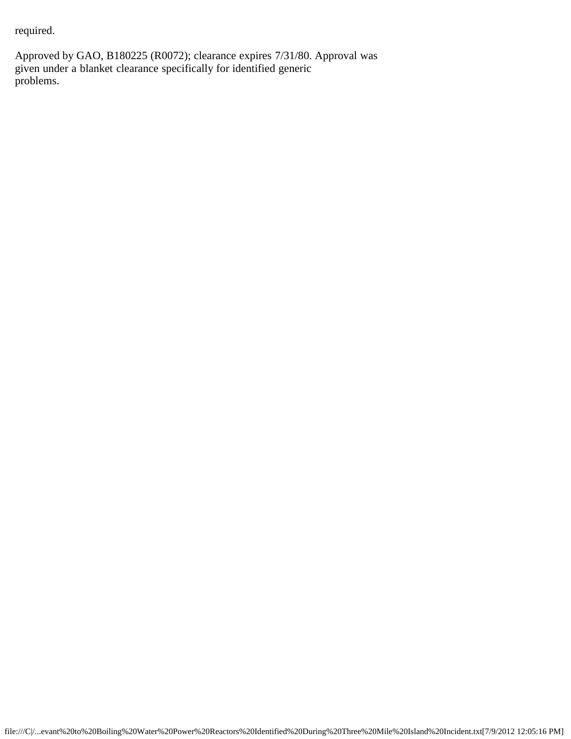required.

Approved by GAO, B180225 (R0072); clearance expires 7/31/80. Approval was given under a blanket clearance specifically for identified generic problems.